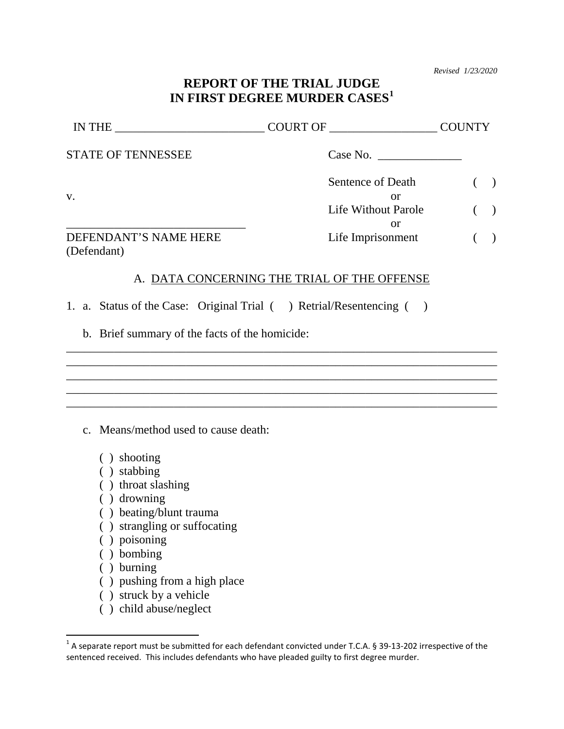*Revised 1/23/2020*

# REPORT OF THE TRIAL JUDGE IN FIRST DEGREE MURDER CASES[1]

IN THE ________________________ COURT OF _________________ COUNTY

STATE OF TENNESSEE

Case No. ______________

v.

_____________________________
DEFENDANT'S NAME HERE
(Defendant)

Sentence of Death ( )
or
Life Without Parole ( )
or
Life Imprisonment ( )

## A. DATA CONCERNING THE TRIAL OF THE OFFENSE

1. a. Status of the Case: Original Trial ( ) Retrial/Resentencing ( )

   b. Brief summary of the facts of the homicide:

_____________________________________________________________________________
_____________________________________________________________________________
_____________________________________________________________________________
_____________________________________________________________________________
_____________________________________________________________________________

   c. Means/method used to cause death:

   ( ) shooting
   ( ) stabbing
   ( ) throat slashing
   ( ) drowning
   ( ) beating/blunt trauma
   ( ) strangling or suffocating
   ( ) poisoning
   ( ) bombing
   ( ) burning
   ( ) pushing from a high place
   ( ) struck by a vehicle
   ( ) child abuse/neglect

[1] A separate report must be submitted for each defendant convicted under T.C.A. § 39-13-202 irrespective of the sentenced received. This includes defendants who have pleaded guilty to first degree murder.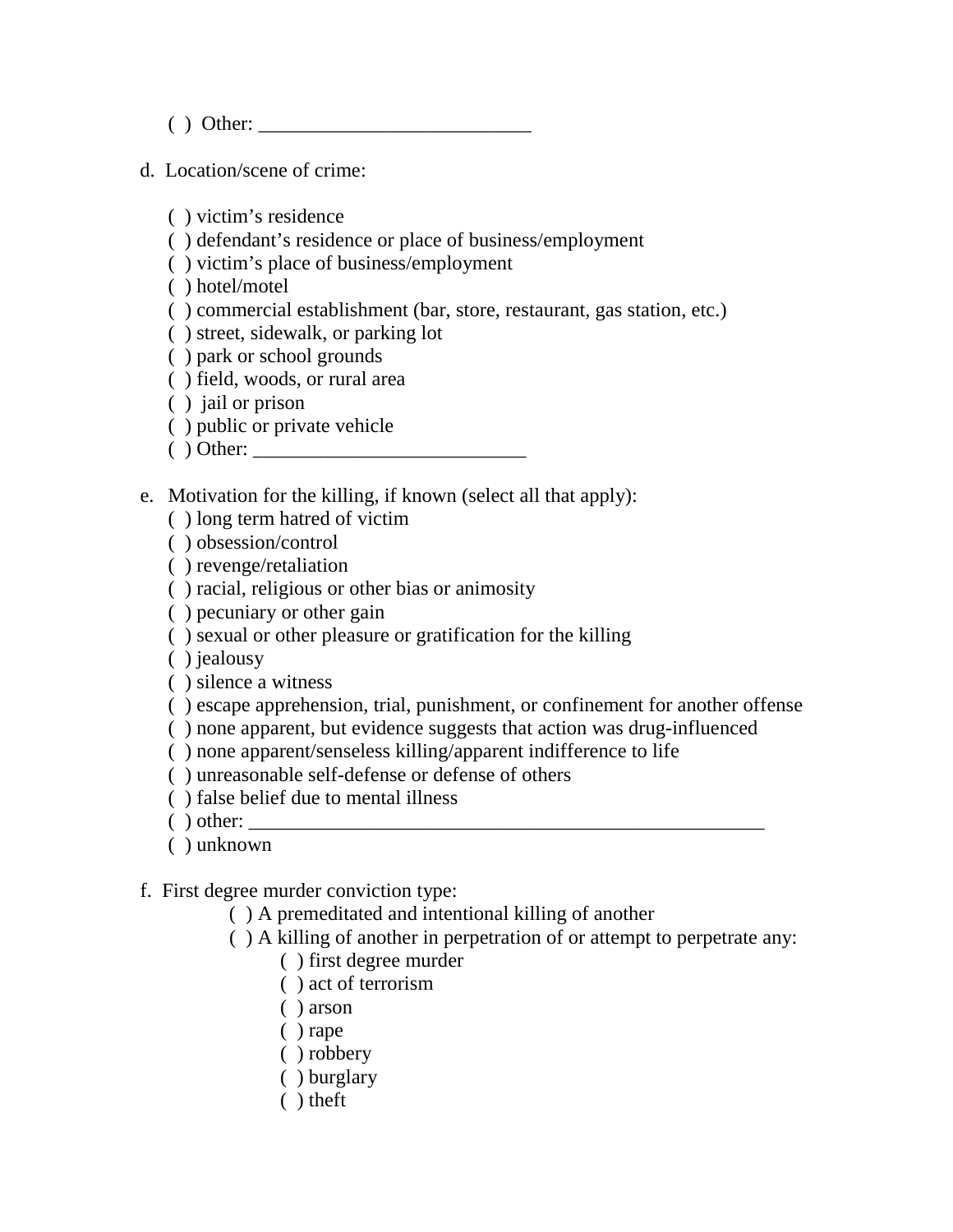( ) Other: ___________________________

d. Location/scene of crime:

- ( ) victim's residence
- ( ) defendant's residence or place of business/employment
- ( ) victim's place of business/employment
- ( ) hotel/motel
- ( ) commercial establishment (bar, store, restaurant, gas station, etc.)
- ( ) street, sidewalk, or parking lot
- ( ) park or school grounds
- ( ) field, woods, or rural area
- ( ) jail or prison
- ( ) public or private vehicle
- ( ) Other: ___________________________

e. Motivation for the killing, if known (select all that apply):

- ( ) long term hatred of victim
- ( ) obsession/control
- ( ) revenge/retaliation
- ( ) racial, religious or other bias or animosity
- ( ) pecuniary or other gain
- ( ) sexual or other pleasure or gratification for the killing
- ( ) jealousy
- ( ) silence a witness
- ( ) escape apprehension, trial, punishment, or confinement for another offense
- ( ) none apparent, but evidence suggests that action was drug-influenced
- ( ) none apparent/senseless killing/apparent indifference to life
- ( ) unreasonable self-defense or defense of others
- ( ) false belief due to mental illness
- ( ) other: ______________________________________________________
- ( ) unknown

f. First degree murder conviction type:

- ( ) A premeditated and intentional killing of another
- ( ) A killing of another in perpetration of or attempt to perpetrate any:
  - ( ) first degree murder
  - ( ) act of terrorism
  - ( ) arson
  - ( ) rape
  - ( ) robbery
  - ( ) burglary
  - ( ) theft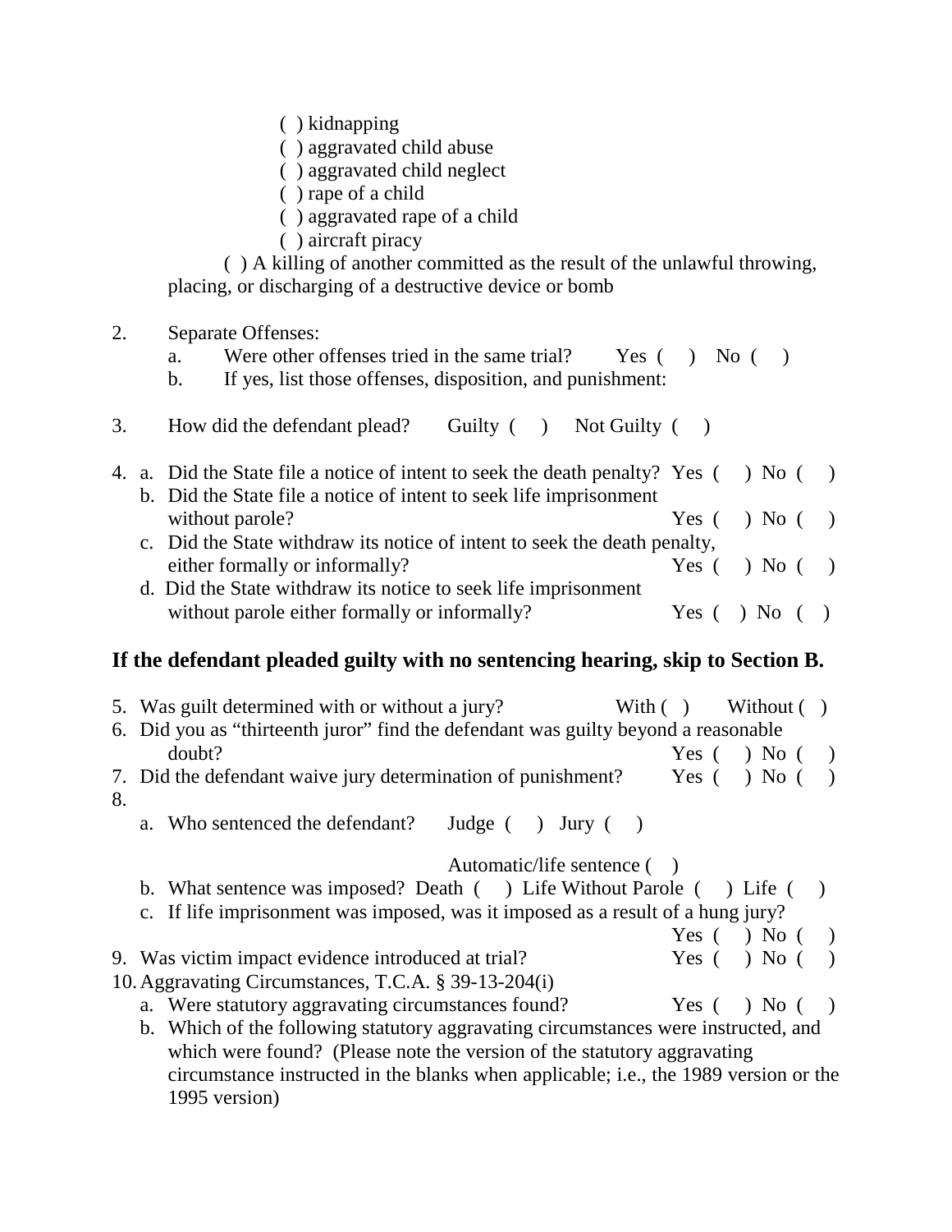( ) kidnapping
( ) aggravated child abuse
( ) aggravated child neglect
( ) rape of a child
( ) aggravated rape of a child
( ) aircraft piracy

( ) A killing of another committed as the result of the unlawful throwing, placing, or discharging of a destructive device or bomb

2. Separate Offenses:
   a. Were other offenses tried in the same trial? Yes ( ) No ( )
   b. If yes, list those offenses, disposition, and punishment:

3. How did the defendant plead? Guilty ( ) Not Guilty ( )

4. a. Did the State file a notice of intent to seek the death penalty? Yes ( ) No ( )
   b. Did the State file a notice of intent to seek life imprisonment without parole? Yes ( ) No ( )
   c. Did the State withdraw its notice of intent to seek the death penalty, either formally or informally? Yes ( ) No ( )
   d. Did the State withdraw its notice to seek life imprisonment without parole either formally or informally? Yes ( ) No ( )

**If the defendant pleaded guilty with no sentencing hearing, skip to Section B.**

5. Was guilt determined with or without a jury? With ( ) Without ( )
6. Did you as "thirteenth juror" find the defendant was guilty beyond a reasonable doubt? Yes ( ) No ( )
7. Did the defendant waive jury determination of punishment? Yes ( ) No ( )
8.
   a. Who sentenced the defendant? Judge ( ) Jury ( )

      Automatic/life sentence ( )
   b. What sentence was imposed? Death ( ) Life Without Parole ( ) Life ( )
   c. If life imprisonment was imposed, was it imposed as a result of a hung jury? Yes ( ) No ( )
9. Was victim impact evidence introduced at trial? Yes ( ) No ( )
10. Aggravating Circumstances, T.C.A. § 39-13-204(i)
    a. Were statutory aggravating circumstances found? Yes ( ) No ( )
    b. Which of the following statutory aggravating circumstances were instructed, and which were found? (Please note the version of the statutory aggravating circumstance instructed in the blanks when applicable; i.e., the 1989 version or the 1995 version)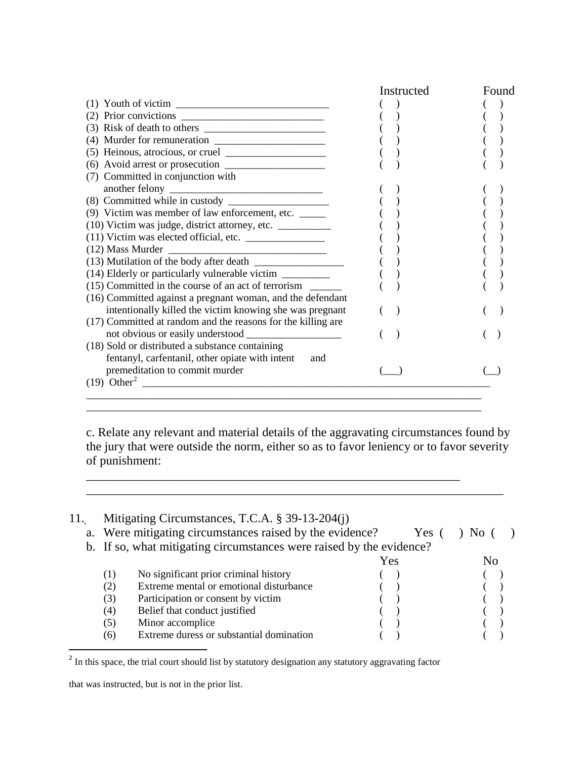| | Instructed | Found |
|---|---|---|
| (1) Youth of victim ____________________________ | ( ) | ( ) |
| (2) Prior convictions __________________________ | ( ) | ( ) |
| (3) Risk of death to others ______________________ | ( ) | ( ) |
| (4) Murder for remuneration _____________________ | ( ) | ( ) |
| (5) Heinous, atrocious, or cruel __________________ | ( ) | ( ) |
| (6) Avoid arrest or prosecution __________________ | ( ) | ( ) |
| (7) Committed in conjunction with another felony ____________________________ | ( ) | ( ) |
| (8) Committed while in custody __________________ | ( ) | ( ) |
| (9) Victim was member of law enforcement, etc. _____ | ( ) | ( ) |
| (10) Victim was judge, district attorney, etc. __________ | ( ) | ( ) |
| (11) Victim was elected official, etc. _______________ | ( ) | ( ) |
| (12) Mass Murder ______________________________ | ( ) | ( ) |
| (13) Mutilation of the body after death _________________ | ( ) | ( ) |
| (14) Elderly or particularly vulnerable victim _________ | ( ) | ( ) |
| (15) Committed in the course of an act of terrorism ______ | ( ) | ( ) |
| (16) Committed against a pregnant woman, and the defendant intentionally killed the victim knowing she was pregnant | ( ) | ( ) |
| (17) Committed at random and the reasons for the killing are not obvious or easily understood __________________ | ( ) | ( ) |
| (18) Sold or distributed a substance containing fentanyl, carfentanil, other opiate with intent and premeditation to commit murder | (___) | (__) |

(19) Other[2] ________________________________________________________________

_____________________________________________________________________________

_____________________________________________________________________________

c. Relate any relevant and material details of the aggravating circumstances found by the jury that were outside the norm, either so as to favor leniency or to favor severity of punishment:

_________________________________________________________________

_________________________________________________________________________

11. Mitigating Circumstances, T.C.A. § 39-13-204(j)

a. Were mitigating circumstances raised by the evidence? Yes ( ) No ( )

b. If so, what mitigating circumstances were raised by the evidence?

| | | Yes | No |
|---|---|---|---|
| (1) | No significant prior criminal history | ( ) | ( ) |
| (2) | Extreme mental or emotional disturbance | ( ) | ( ) |
| (3) | Participation or consent by victim | ( ) | ( ) |
| (4) | Belief that conduct justified | ( ) | ( ) |
| (5) | Minor accomplice | ( ) | ( ) |
| (6) | Extreme duress or substantial domination | ( ) | ( ) |

[2] In this space, the trial court should list by statutory designation any statutory aggravating factor that was instructed, but is not in the prior list.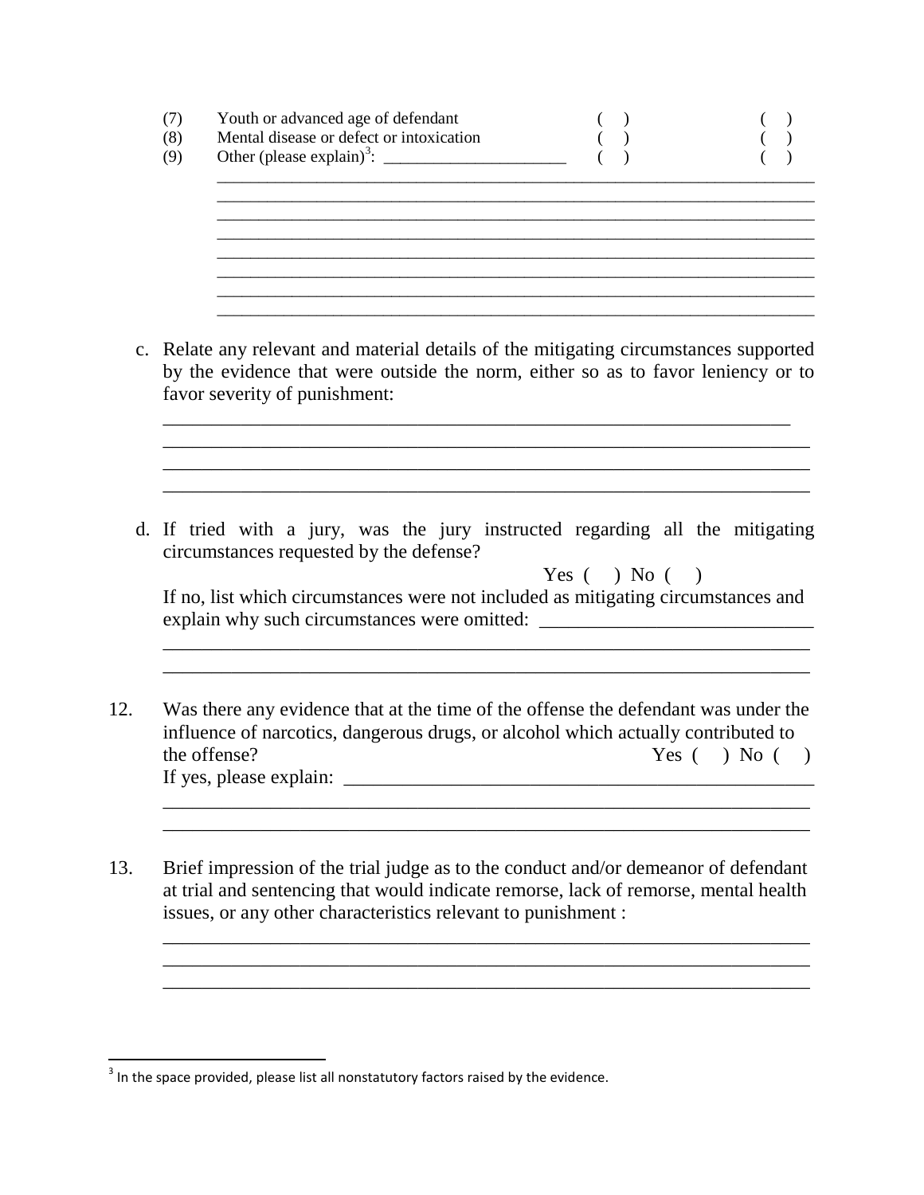| | | | |
|---|---|---|---|
| (7) | Youth or advanced age of defendant | ( ) | ( ) |
| (8) | Mental disease or defect or intoxication | ( ) | ( ) |
| (9) | Other (please explain)[3]: ______________________ | ( ) | ( ) |

________________________________________________________________________
________________________________________________________________________
________________________________________________________________________
________________________________________________________________________
________________________________________________________________________
________________________________________________________________________
________________________________________________________________________
________________________________________________________________________

c. Relate any relevant and material details of the mitigating circumstances supported by the evidence that were outside the norm, either so as to favor leniency or to favor severity of punishment:

____________________________________________________________________
____________________________________________________________________
____________________________________________________________________
____________________________________________________________________

d. If tried with a jury, was the jury instructed regarding all the mitigating circumstances requested by the defense?

Yes ( ) No ( )

If no, list which circumstances were not included as mitigating circumstances and explain why such circumstances were omitted: ____________________________

____________________________________________________________________
____________________________________________________________________

12. Was there any evidence that at the time of the offense the defendant was under the influence of narcotics, dangerous drugs, or alcohol which actually contributed to the offense? Yes ( ) No ( )

If yes, please explain: ___________________________________________________

____________________________________________________________________
____________________________________________________________________

13. Brief impression of the trial judge as to the conduct and/or demeanor of defendant at trial and sentencing that would indicate remorse, lack of remorse, mental health issues, or any other characteristics relevant to punishment :

____________________________________________________________________
____________________________________________________________________
____________________________________________________________________

[3] In the space provided, please list all nonstatutory factors raised by the evidence.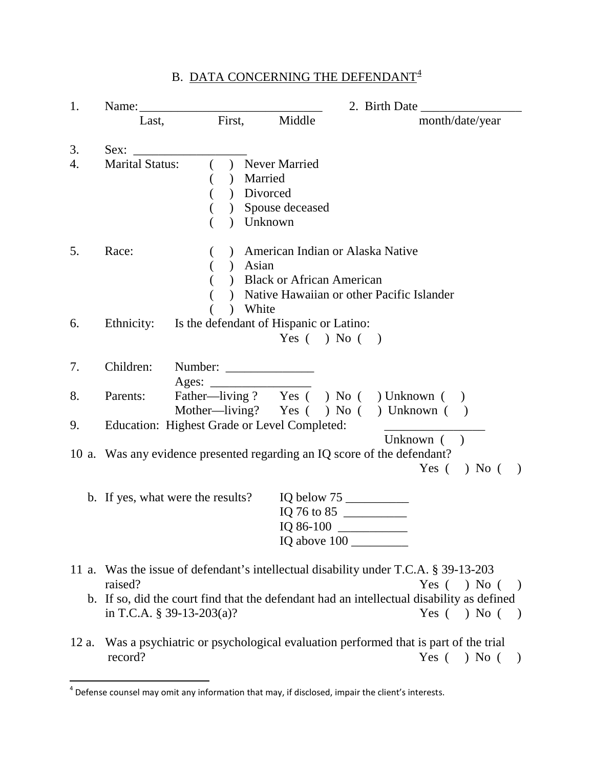## B. DATA CONCERNING THE DEFENDANT[4]

1. Name: ______________________________ 2. Birth Date ________________
   Last, First, Middle month/date/year

3. Sex: __________________

4. Marital Status:
   ( ) Never Married
   ( ) Married
   ( ) Divorced
   ( ) Spouse deceased
   ( ) Unknown

5. Race:
   ( ) American Indian or Alaska Native
   ( ) Asian
   ( ) Black or African American
   ( ) Native Hawaiian or other Pacific Islander
   ( ) White

6. Ethnicity: Is the defendant of Hispanic or Latino:
   Yes ( ) No ( )

7. Children: Number: ______________
   Ages: ________________

8. Parents: Father—living ? Yes ( ) No ( ) Unknown ( )
   Mother—living? Yes ( ) No ( ) Unknown ( )

9. Education: Highest Grade or Level Completed: ________________
   Unknown ( )

10 a. Was any evidence presented regarding an IQ score of the defendant?
   Yes ( ) No ( )

   b. If yes, what were the results?
   IQ below 75 __________
   IQ 76 to 85 __________
   IQ 86-100 ___________
   IQ above 100 _________

11 a. Was the issue of defendant's intellectual disability under T.C.A. § 39-13-203 raised? Yes ( ) No ( )

   b. If so, did the court find that the defendant had an intellectual disability as defined in T.C.A. § 39-13-203(a)? Yes ( ) No ( )

12 a. Was a psychiatric or psychological evaluation performed that is part of the trial record? Yes ( ) No ( )

---

[4] Defense counsel may omit any information that may, if disclosed, impair the client's interests.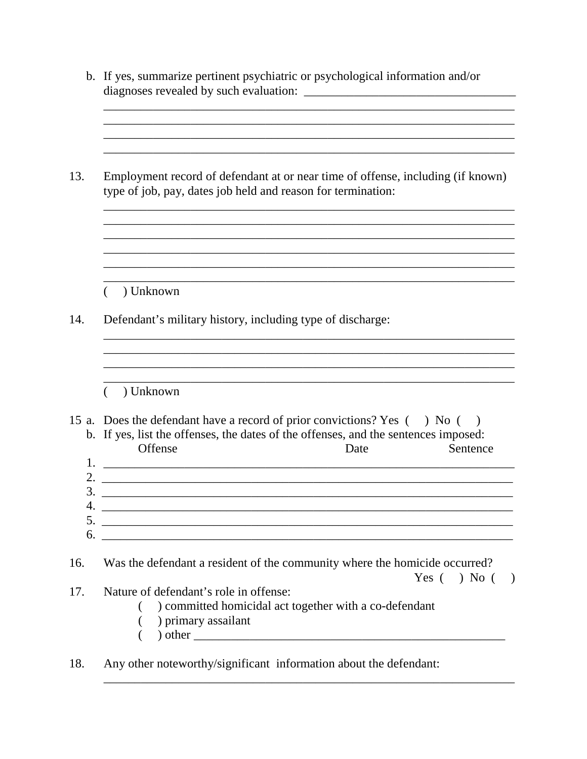b. If yes, summarize pertinent psychiatric or psychological information and/or diagnoses revealed by such evaluation: ___________________________________

____________________________________________________________________

____________________________________________________________________

____________________________________________________________________

____________________________________________________________________

13. Employment record of defendant at or near time of offense, including (if known) type of job, pay, dates job held and reason for termination:

____________________________________________________________________

____________________________________________________________________

____________________________________________________________________

____________________________________________________________________

____________________________________________________________________

____________________________________________________________________

( ) Unknown

14. Defendant's military history, including type of discharge:

____________________________________________________________________

____________________________________________________________________

____________________________________________________________________

____________________________________________________________________

( ) Unknown

15 a. Does the defendant have a record of prior convictions? Yes ( ) No ( )

b. If yes, list the offenses, the dates of the offenses, and the sentences imposed:

| | Offense | Date | Sentence |
|---|---|---|---|
| 1. | | | |
| 2. | | | |
| 3. | | | |
| 4. | | | |
| 5. | | | |
| 6. | | | |

16. Was the defendant a resident of the community where the homicide occurred? Yes ( ) No ( )

17. Nature of defendant's role in offense:
   - ( ) committed homicidal act together with a co-defendant
   - ( ) primary assailant
   - ( ) other ______________________________________________________

18. Any other noteworthy/significant information about the defendant:

____________________________________________________________________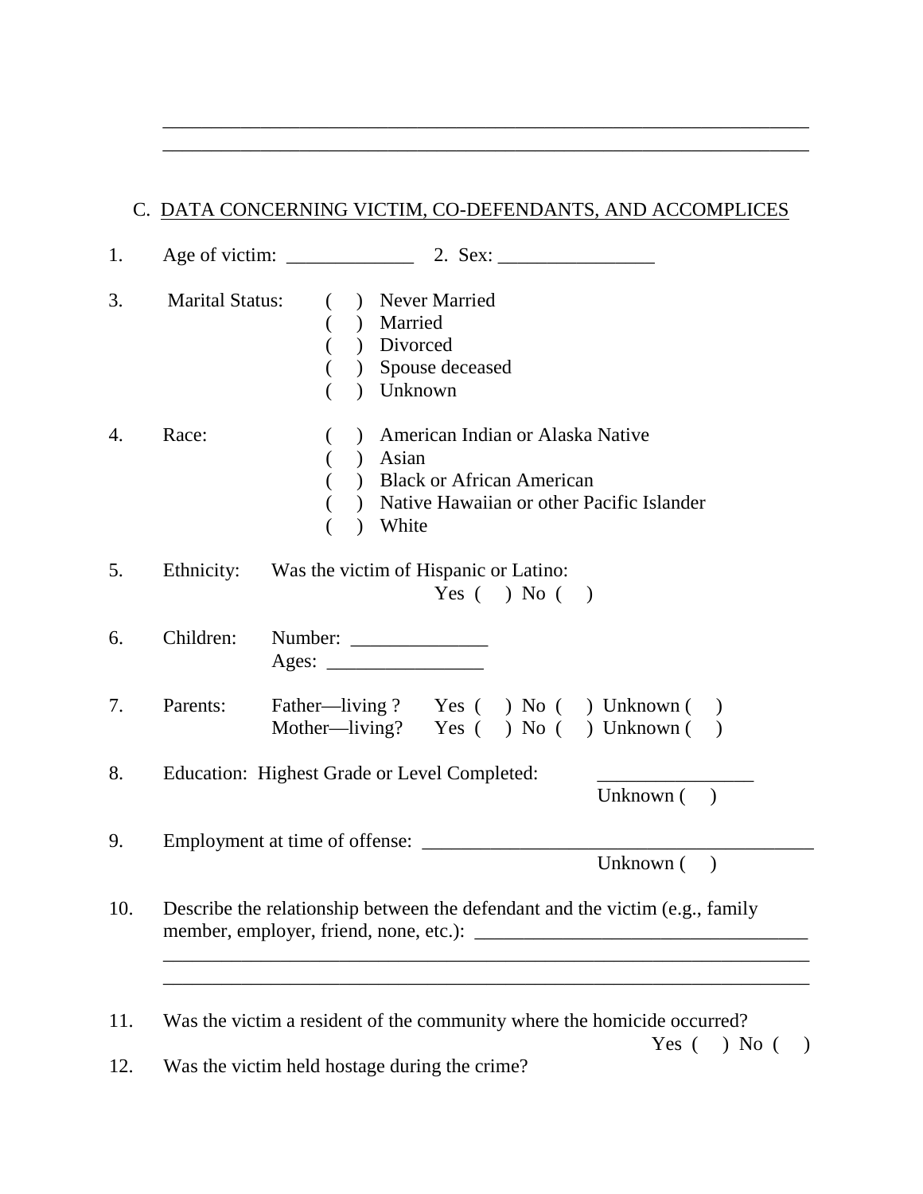\_\_\_\_\_\_\_\_\_\_\_\_\_\_\_\_\_\_\_\_\_\_\_\_\_\_\_\_\_\_\_\_\_\_\_\_\_\_\_\_\_\_\_\_\_\_\_\_\_\_\_\_\_\_\_\_\_\_\_\_\_\_\_\_
\_\_\_\_\_\_\_\_\_\_\_\_\_\_\_\_\_\_\_\_\_\_\_\_\_\_\_\_\_\_\_\_\_\_\_\_\_\_\_\_\_\_\_\_\_\_\_\_\_\_\_\_\_\_\_\_\_\_\_\_\_\_\_\_

## C. DATA CONCERNING VICTIM, CO-DEFENDANTS, AND ACCOMPLICES

1. Age of victim: _____________ 2. Sex: ________________

3. Marital Status:
   - ( ) Never Married
   - ( ) Married
   - ( ) Divorced
   - ( ) Spouse deceased
   - ( ) Unknown

4. Race:
   - ( ) American Indian or Alaska Native
   - ( ) Asian
   - ( ) Black or African American
   - ( ) Native Hawaiian or other Pacific Islander
   - ( ) White

5. Ethnicity: Was the victim of Hispanic or Latino:
   Yes ( ) No ( )

6. Children: Number: ______________
   Ages: ________________

7. Parents: Father—living ? Yes ( ) No ( ) Unknown ( )
   Mother—living? Yes ( ) No ( ) Unknown ( )

8. Education: Highest Grade or Level Completed: ________________
   Unknown ( )

9. Employment at time of offense: _________________________________________
   Unknown ( )

10. Describe the relationship between the defendant and the victim (e.g., family member, employer, friend, none, etc.): __________________________________
    ___________________________________________________________________
    ___________________________________________________________________

11. Was the victim a resident of the community where the homicide occurred?
    Yes ( ) No ( )

12. Was the victim held hostage during the crime?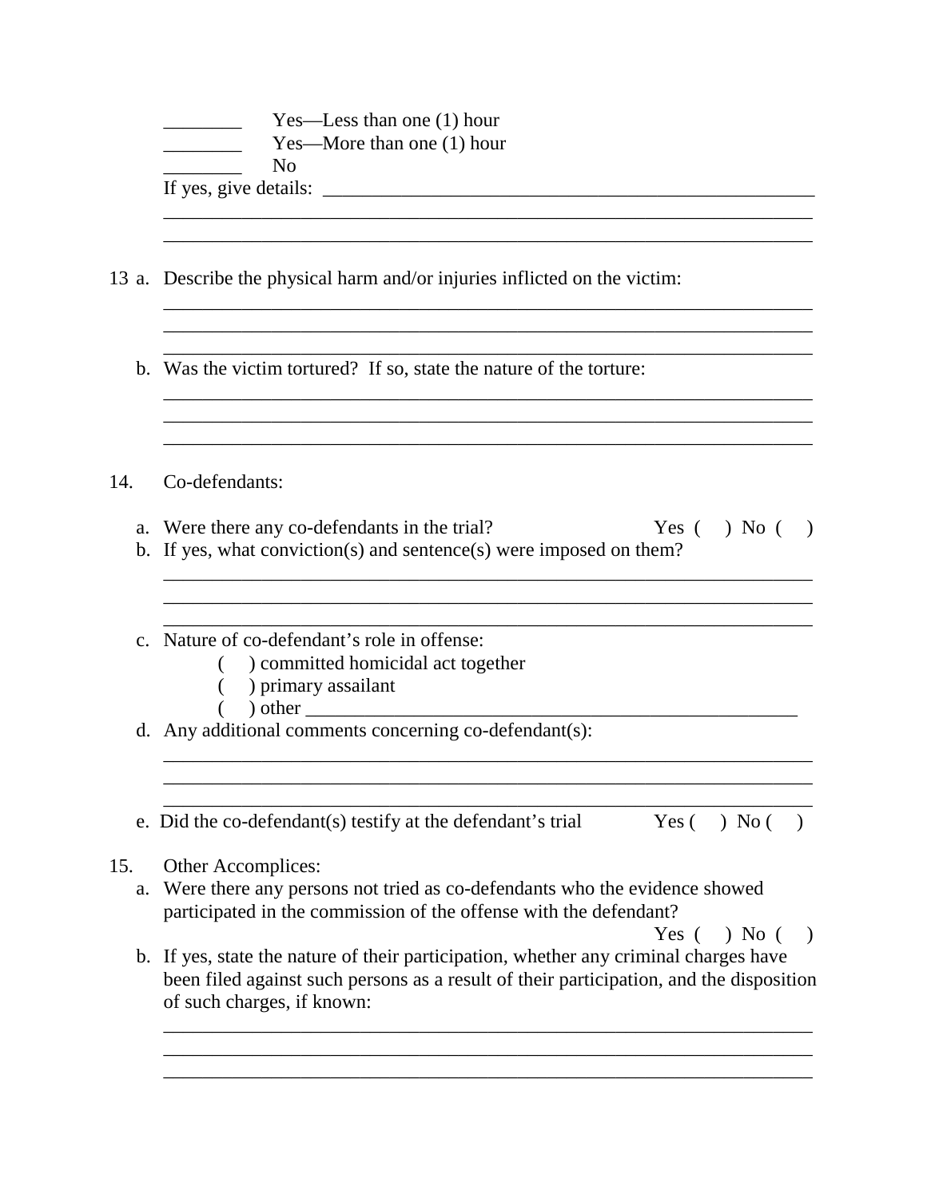________ Yes—Less than one (1) hour
________ Yes—More than one (1) hour
________ No

If yes, give details: ____________________________________________________
______________________________________________________________________
______________________________________________________________________

13 a. Describe the physical harm and/or injuries inflicted on the victim:
______________________________________________________________________
______________________________________________________________________
______________________________________________________________________

b. Was the victim tortured? If so, state the nature of the torture:
______________________________________________________________________
______________________________________________________________________
______________________________________________________________________

14. Co-defendants:

a. Were there any co-defendants in the trial? Yes ( ) No ( )

b. If yes, what conviction(s) and sentence(s) were imposed on them?
______________________________________________________________________
______________________________________________________________________
______________________________________________________________________

c. Nature of co-defendant's role in offense:
   ( ) committed homicidal act together
   ( ) primary assailant
   ( ) other ______________________________________________________

d. Any additional comments concerning co-defendant(s):
______________________________________________________________________
______________________________________________________________________
______________________________________________________________________

e. Did the co-defendant(s) testify at the defendant's trial Yes ( ) No ( )

15. Other Accomplices:

a. Were there any persons not tried as co-defendants who the evidence showed participated in the commission of the offense with the defendant?
Yes ( ) No ( )

b. If yes, state the nature of their participation, whether any criminal charges have been filed against such persons as a result of their participation, and the disposition of such charges, if known:
______________________________________________________________________
______________________________________________________________________
______________________________________________________________________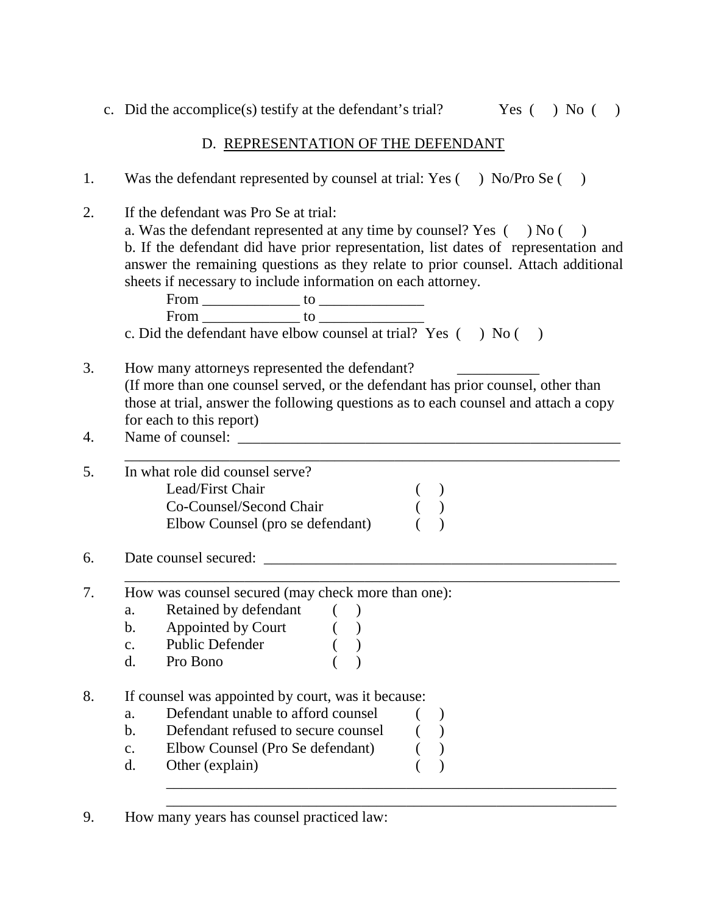c. Did the accomplice(s) testify at the defendant's trial? Yes ( ) No ( )

## D. REPRESENTATION OF THE DEFENDANT

1. Was the defendant represented by counsel at trial: Yes ( ) No/Pro Se ( )

2. If the defendant was Pro Se at trial:
   a. Was the defendant represented at any time by counsel? Yes ( ) No ( )
   b. If the defendant did have prior representation, list dates of representation and answer the remaining questions as they relate to prior counsel. Attach additional sheets if necessary to include information on each attorney.
      From _____________ to ______________
      From _____________ to ______________
   c. Did the defendant have elbow counsel at trial? Yes ( ) No ( )

3. How many attorneys represented the defendant? ___________
   (If more than one counsel served, or the defendant has prior counsel, other than those at trial, answer the following questions as to each counsel and attach a copy for each to this report)

4. Name of counsel: ______________________________________________________
   ____________________________________________________________

5. In what role did counsel serve?
   Lead/First Chair ( )
   Co-Counsel/Second Chair ( )
   Elbow Counsel (pro se defendant) ( )

6. Date counsel secured: _______________________________________________
   ____________________________________________________________

7. How was counsel secured (may check more than one):
   a. Retained by defendant ( )
   b. Appointed by Court ( )
   c. Public Defender ( )
   d. Pro Bono ( )

8. If counsel was appointed by court, was it because:
   a. Defendant unable to afford counsel ( )
   b. Defendant refused to secure counsel ( )
   c. Elbow Counsel (Pro Se defendant) ( )
   d. Other (explain) ( )
   ____________________________________________________________
   ____________________________________________________________

9. How many years has counsel practiced law: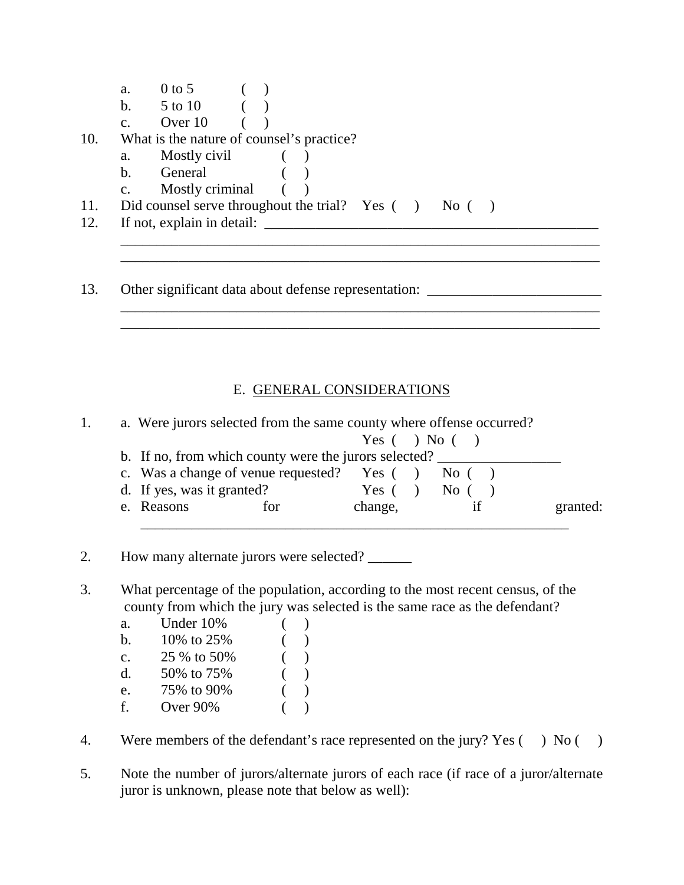a. 0 to 5 (   )
   b. 5 to 10 (   )
   c. Over 10 (   )

10. What is the nature of counsel's practice?
    a. Mostly civil (   )
    b. General (   )
    c. Mostly criminal (   )

11. Did counsel serve throughout the trial? Yes (   ) No (   )

12. If not, explain in detail: ______________________________________________
    ______________________________________________________________________
    ______________________________________________________________________

13. Other significant data about defense representation: ________________________
    ______________________________________________________________________
    ______________________________________________________________________

## E. GENERAL CONSIDERATIONS

1. a. Were jurors selected from the same county where offense occurred?
   Yes (   ) No (   )
   b. If no, from which county were the jurors selected? _________________
   c. Was a change of venue requested? Yes (   ) No (   )
   d. If yes, was it granted? Yes (   ) No (   )
   e. Reasons for change, if granted:
   ______________________________________________________________

2. How many alternate jurors were selected? ______

3. What percentage of the population, according to the most recent census, of the county from which the jury was selected is the same race as the defendant?
   a. Under 10% (   )
   b. 10% to 25% (   )
   c. 25 % to 50% (   )
   d. 50% to 75% (   )
   e. 75% to 90% (   )
   f. Over 90% (   )

4. Were members of the defendant's race represented on the jury? Yes (   ) No (   )

5. Note the number of jurors/alternate jurors of each race (if race of a juror/alternate juror is unknown, please note that below as well):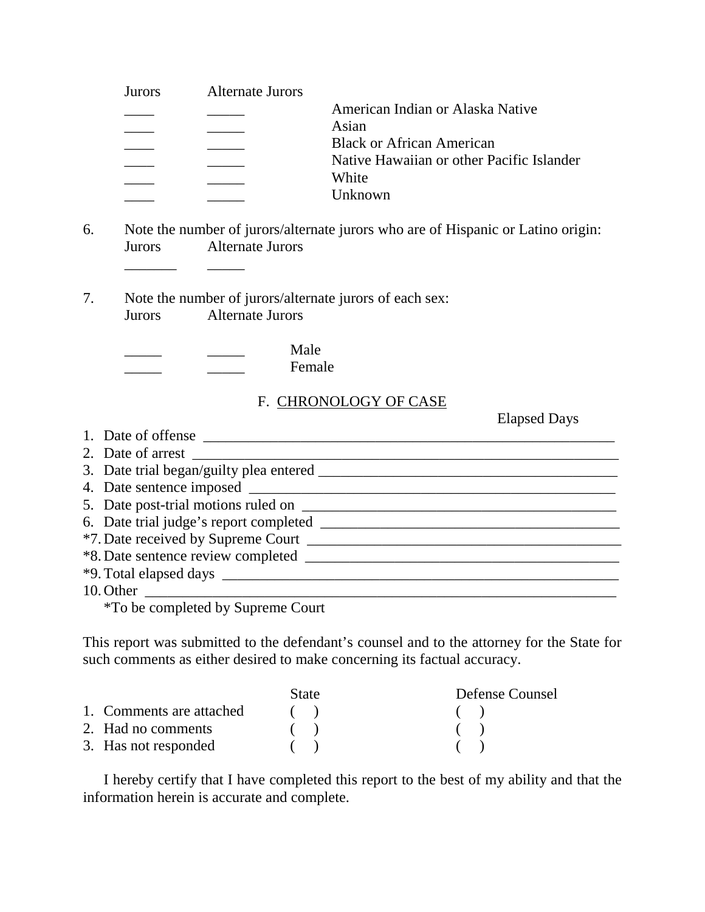| Jurors | Alternate Jurors | |
|---|---|---|
| ____ | _____ | American Indian or Alaska Native |
| ____ | _____ | Asian |
| ____ | _____ | Black or African American |
| ____ | _____ | Native Hawaiian or other Pacific Islander |
| ____ | _____ | White |
| ____ | _____ | Unknown |

6. Note the number of jurors/alternate jurors who are of Hispanic or Latino origin:

| Jurors | Alternate Jurors |
|---|---|
| _______ | _____ |

7. Note the number of jurors/alternate jurors of each sex:

| Jurors | Alternate Jurors | |
|---|---|---|
| _____ | _____ | Male |
| _____ | _____ | Female |

## F. CHRONOLOGY OF CASE

Elapsed Days

1. Date of offense ________________________________________________________
2. Date of arrest __________________________________________________________
3. Date trial began/guilty plea entered ______________________________________
4. Date sentence imposed ___________________________________________________
5. Date post-trial motions ruled on _________________________________________
6. Date trial judge's report completed _______________________________________

*7. Date received by Supreme Court __________________________________________

*8. Date sentence review completed __________________________________________

*9. Total elapsed days ______________________________________________________

10. Other ________________________________________________________________

*To be completed by Supreme Court

This report was submitted to the defendant's counsel and to the attorney for the State for such comments as either desired to make concerning its factual accuracy.

| | State | Defense Counsel |
|---|---|---|
| 1. Comments are attached | ( ) | ( ) |
| 2. Had no comments | ( ) | ( ) |
| 3. Has not responded | ( ) | ( ) |

I hereby certify that I have completed this report to the best of my ability and that the information herein is accurate and complete.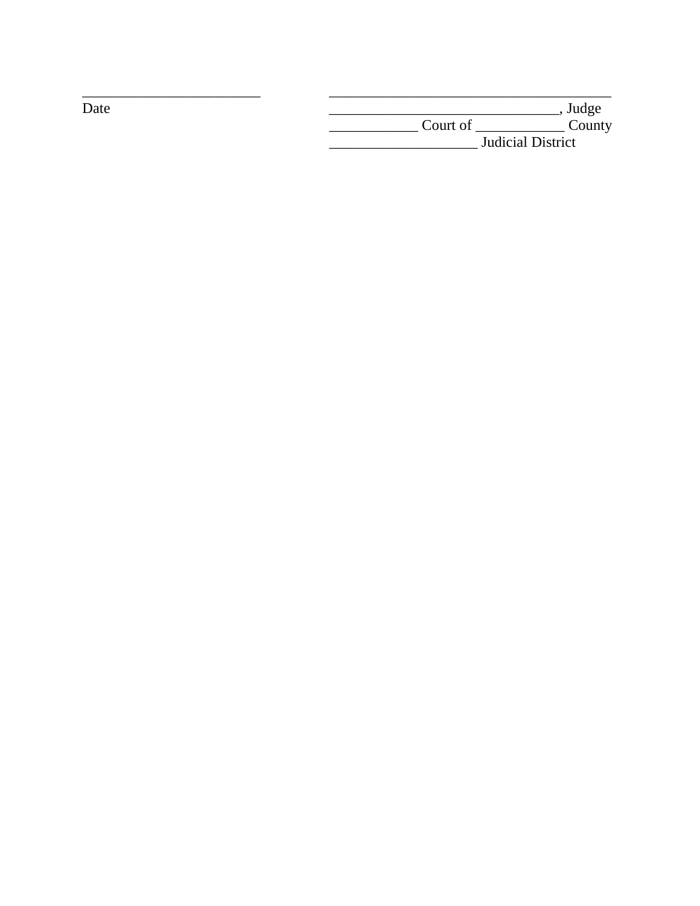_________________________ Date

_______________________________________

________________________________, Judge

____________ Court of ____________ County

____________________ Judicial District